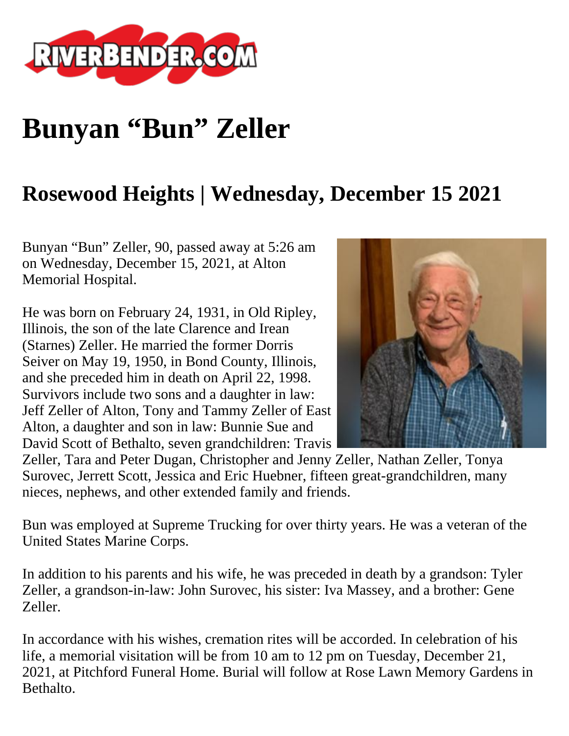# Bunyan "Bun" Zeller

## Rosewood Heights | Wednesday, December 15 2021

Bunyan "Bun" Zeller, 90, passed away at 5:26 am on Wednesday, December 15, 2021, at Alton Memorial Hospital.

He was born on February 24, 1931, in Old Ripley, Illinois, the son of the late Clarence and Irean (Starnes) Zeller. He married the former Dorris Seiver on May 19, 1950, in Bond County, Illinois, and she preceded him in death on April 22, 1998. Survivors include two sons and a daughter in law: Jeff Zeller of Alton, Tony and Tammy Zeller of East Alton, a daughter and son in law: Bunnie Sue and David Scott of Bethalto, seven grandchildren: Travis Zeller, Tara and Peter Dugan, Christopher and Jenny Zeller, Nathan Zeller, Tonya Surovec, Jerrett Scott, Jessica and Eric Huebner, fifteen great-grandchildren, many nieces, nephews, and other extended family and friends.

Bun was employed at Supreme Trucking for over thirty years. He was a veteran of the United States Marine Corps.

In addition to his parents and his wife, he was preceded in death by a grandson: Tyler Zeller, a grandson-in-law: John Surovec, his sister: Iva Massey, and a brother: Gene Zeller.

In accordance with his wishes, cremation rites will be accorded. In celebration of his life, a memorial visitation will be from 10 am to 12 pm on Tuesday, December 21, 2021, at Pitchford Funeral Home. Burial will follow at Rose Lawn Memory Gardens in Bethalto.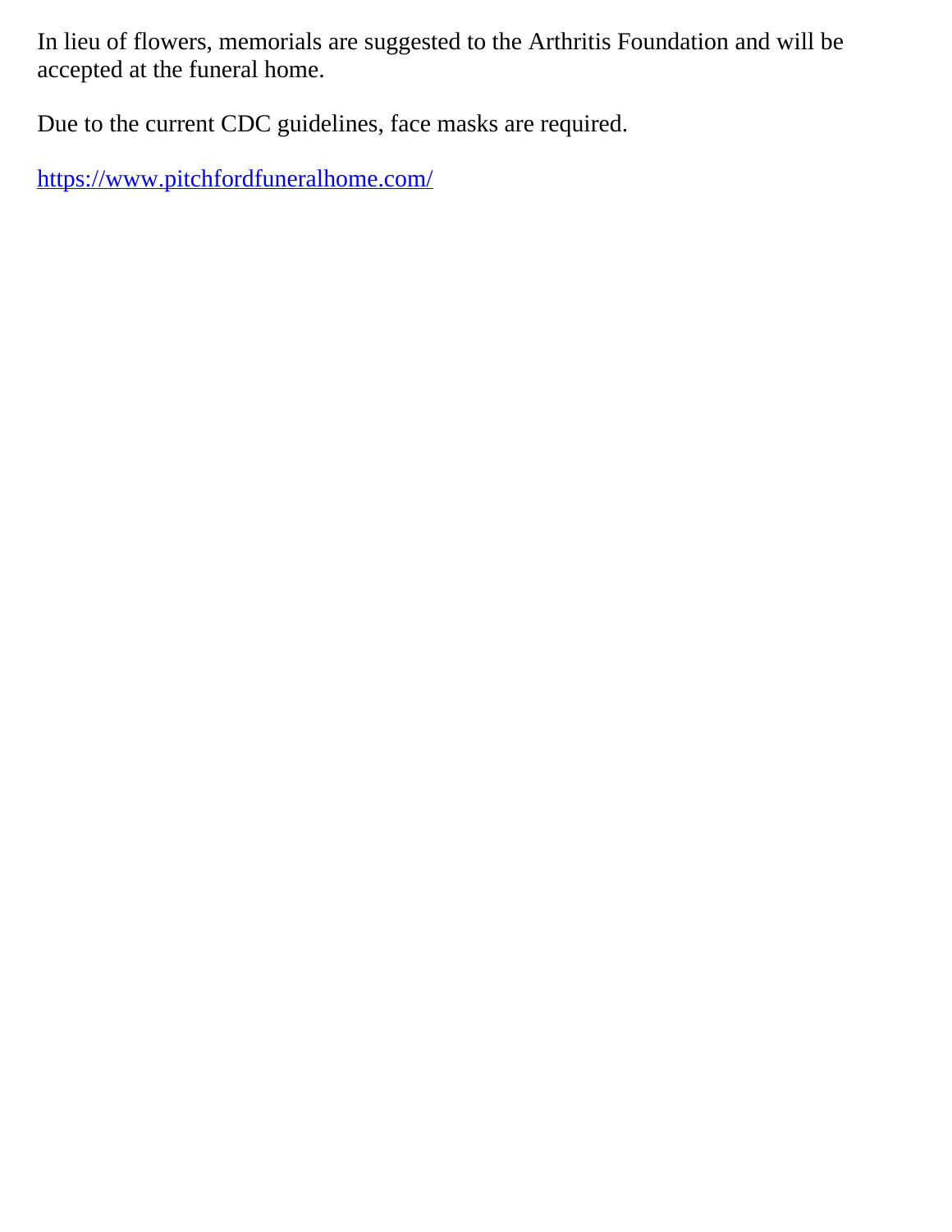In lieu of flowers, memorials are suggested to the Arthritis Foundation and will be accepted at the funeral home.

Due to the current CDC guidelines, face masks are required.

https://www.pitchfordfuneralhome.com/